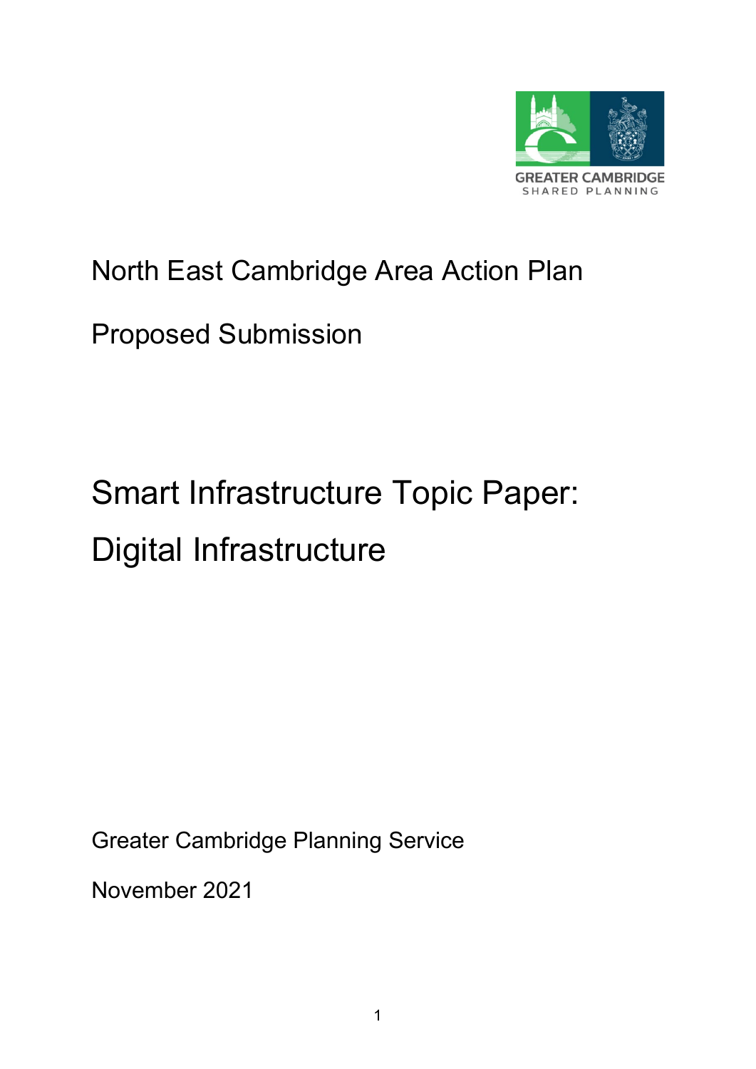GREATER CAMBRIDGE
SHARED PLANNING

North East Cambridge Area Action Plan

Proposed Submission

# Smart Infrastructure Topic Paper: Digital Infrastructure

Greater Cambridge Planning Service

November 2021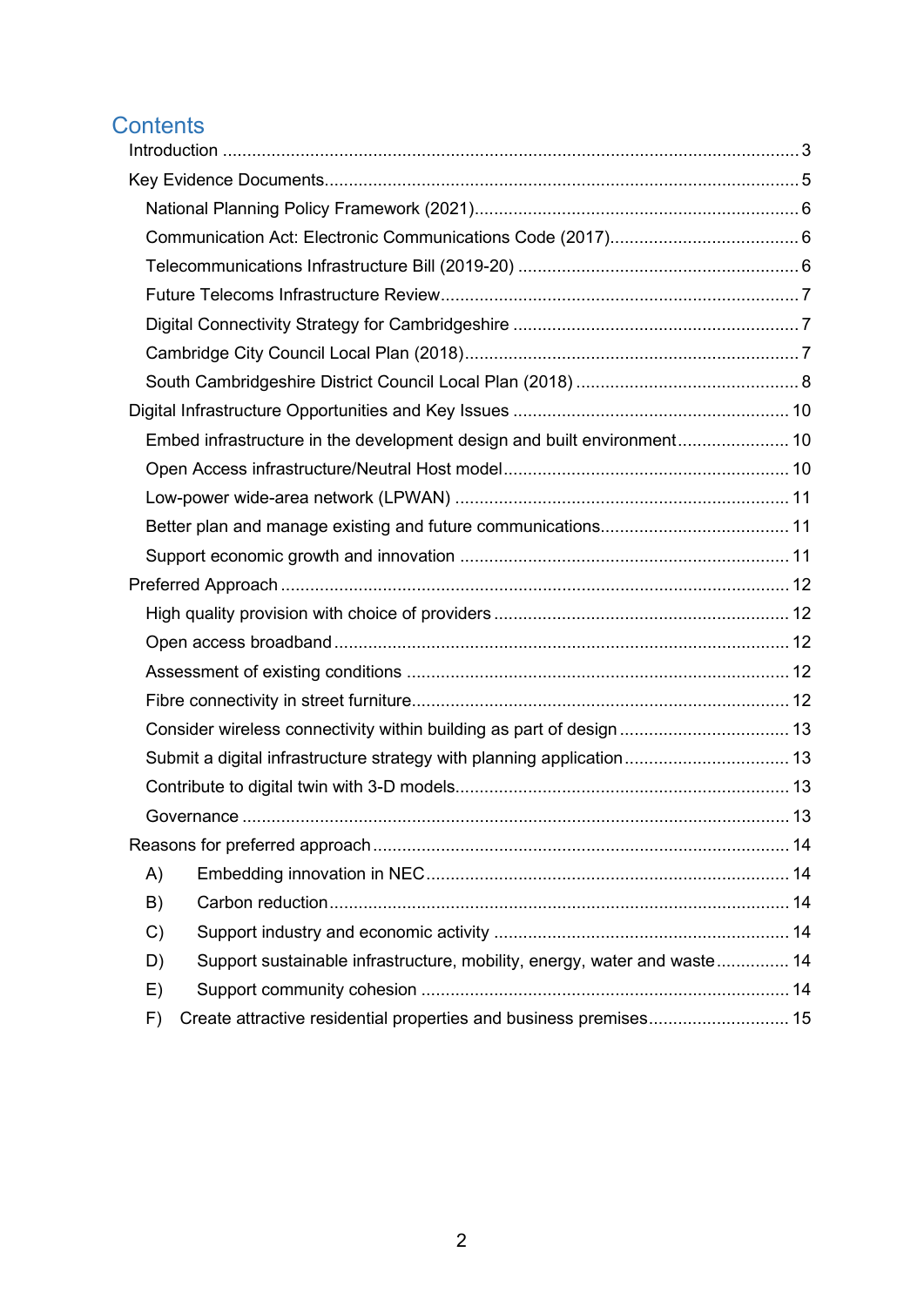## Contents

- Introduction ........ 3
- Key Evidence Documents ........ 5
  - National Planning Policy Framework (2021) ........ 6
  - Communication Act: Electronic Communications Code (2017) ........ 6
  - Telecommunications Infrastructure Bill (2019-20) ........ 6
  - Future Telecoms Infrastructure Review ........ 7
  - Digital Connectivity Strategy for Cambridgeshire ........ 7
  - Cambridge City Council Local Plan (2018) ........ 7
  - South Cambridgeshire District Council Local Plan (2018) ........ 8
- Digital Infrastructure Opportunities and Key Issues ........ 10
  - Embed infrastructure in the development design and built environment ........ 10
  - Open Access infrastructure/Neutral Host model ........ 10
  - Low-power wide-area network (LPWAN) ........ 11
  - Better plan and manage existing and future communications ........ 11
  - Support economic growth and innovation ........ 11
- Preferred Approach ........ 12
  - High quality provision with choice of providers ........ 12
  - Open access broadband ........ 12
  - Assessment of existing conditions ........ 12
  - Fibre connectivity in street furniture ........ 12
  - Consider wireless connectivity within building as part of design ........ 13
  - Submit a digital infrastructure strategy with planning application ........ 13
  - Contribute to digital twin with 3-D models ........ 13
  - Governance ........ 13
- Reasons for preferred approach ........ 14
  - A) Embedding innovation in NEC ........ 14
  - B) Carbon reduction ........ 14
  - C) Support industry and economic activity ........ 14
  - D) Support sustainable infrastructure, mobility, energy, water and waste ........ 14
  - E) Support community cohesion ........ 14
  - F) Create attractive residential properties and business premises ........ 15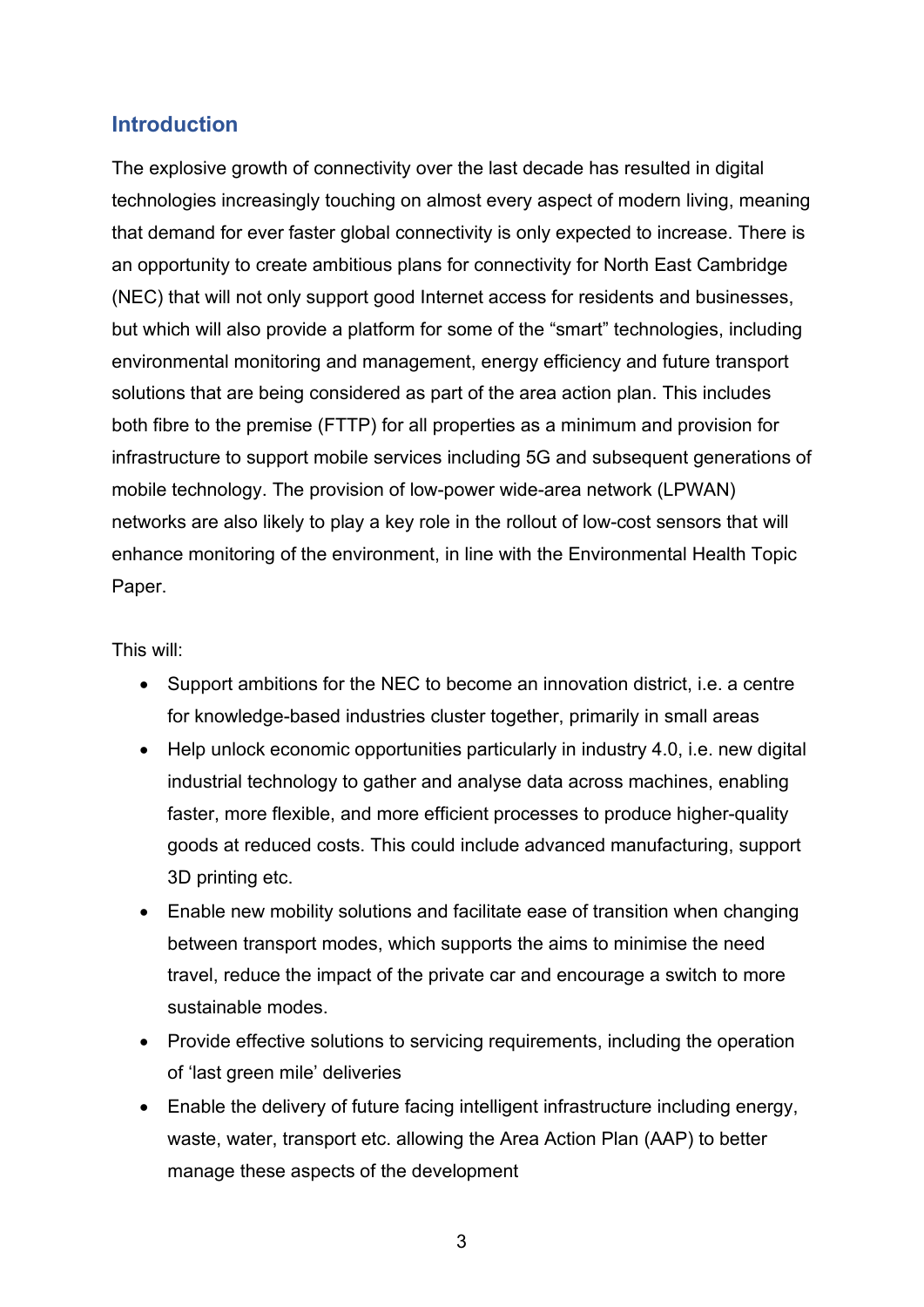## Introduction

The explosive growth of connectivity over the last decade has resulted in digital technologies increasingly touching on almost every aspect of modern living, meaning that demand for ever faster global connectivity is only expected to increase. There is an opportunity to create ambitious plans for connectivity for North East Cambridge (NEC) that will not only support good Internet access for residents and businesses, but which will also provide a platform for some of the “smart” technologies, including environmental monitoring and management, energy efficiency and future transport solutions that are being considered as part of the area action plan. This includes both fibre to the premise (FTTP) for all properties as a minimum and provision for infrastructure to support mobile services including 5G and subsequent generations of mobile technology. The provision of low-power wide-area network (LPWAN) networks are also likely to play a key role in the rollout of low-cost sensors that will enhance monitoring of the environment, in line with the Environmental Health Topic Paper.

This will:

- Support ambitions for the NEC to become an innovation district, i.e. a centre for knowledge-based industries cluster together, primarily in small areas
- Help unlock economic opportunities particularly in industry 4.0, i.e. new digital industrial technology to gather and analyse data across machines, enabling faster, more flexible, and more efficient processes to produce higher-quality goods at reduced costs. This could include advanced manufacturing, support 3D printing etc.
- Enable new mobility solutions and facilitate ease of transition when changing between transport modes, which supports the aims to minimise the need travel, reduce the impact of the private car and encourage a switch to more sustainable modes.
- Provide effective solutions to servicing requirements, including the operation of ‘last green mile’ deliveries
- Enable the delivery of future facing intelligent infrastructure including energy, waste, water, transport etc. allowing the Area Action Plan (AAP) to better manage these aspects of the development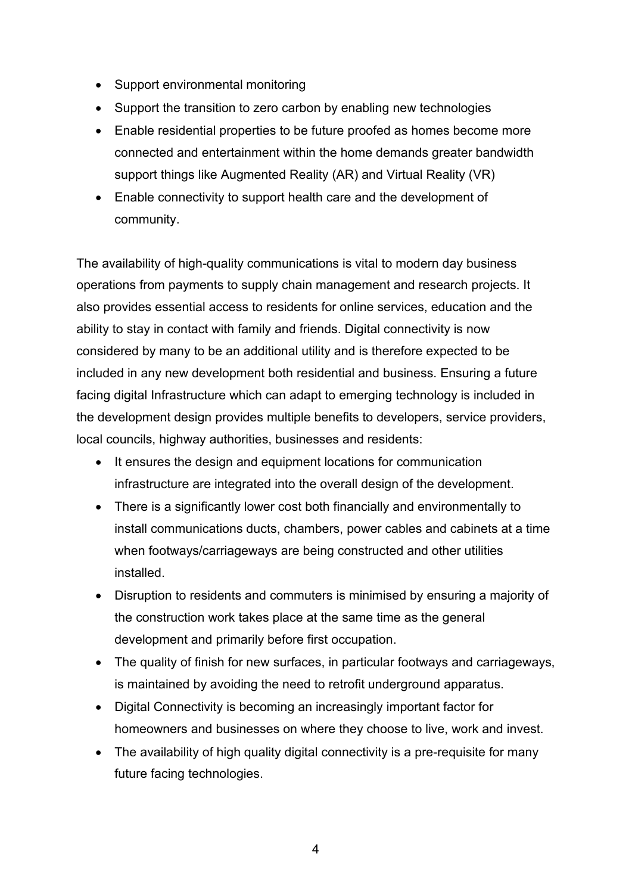- Support environmental monitoring
- Support the transition to zero carbon by enabling new technologies
- Enable residential properties to be future proofed as homes become more connected and entertainment within the home demands greater bandwidth support things like Augmented Reality (AR) and Virtual Reality (VR)
- Enable connectivity to support health care and the development of community.

The availability of high-quality communications is vital to modern day business operations from payments to supply chain management and research projects. It also provides essential access to residents for online services, education and the ability to stay in contact with family and friends. Digital connectivity is now considered by many to be an additional utility and is therefore expected to be included in any new development both residential and business. Ensuring a future facing digital Infrastructure which can adapt to emerging technology is included in the development design provides multiple benefits to developers, service providers, local councils, highway authorities, businesses and residents:

- It ensures the design and equipment locations for communication infrastructure are integrated into the overall design of the development.
- There is a significantly lower cost both financially and environmentally to install communications ducts, chambers, power cables and cabinets at a time when footways/carriageways are being constructed and other utilities installed.
- Disruption to residents and commuters is minimised by ensuring a majority of the construction work takes place at the same time as the general development and primarily before first occupation.
- The quality of finish for new surfaces, in particular footways and carriageways, is maintained by avoiding the need to retrofit underground apparatus.
- Digital Connectivity is becoming an increasingly important factor for homeowners and businesses on where they choose to live, work and invest.
- The availability of high quality digital connectivity is a pre-requisite for many future facing technologies.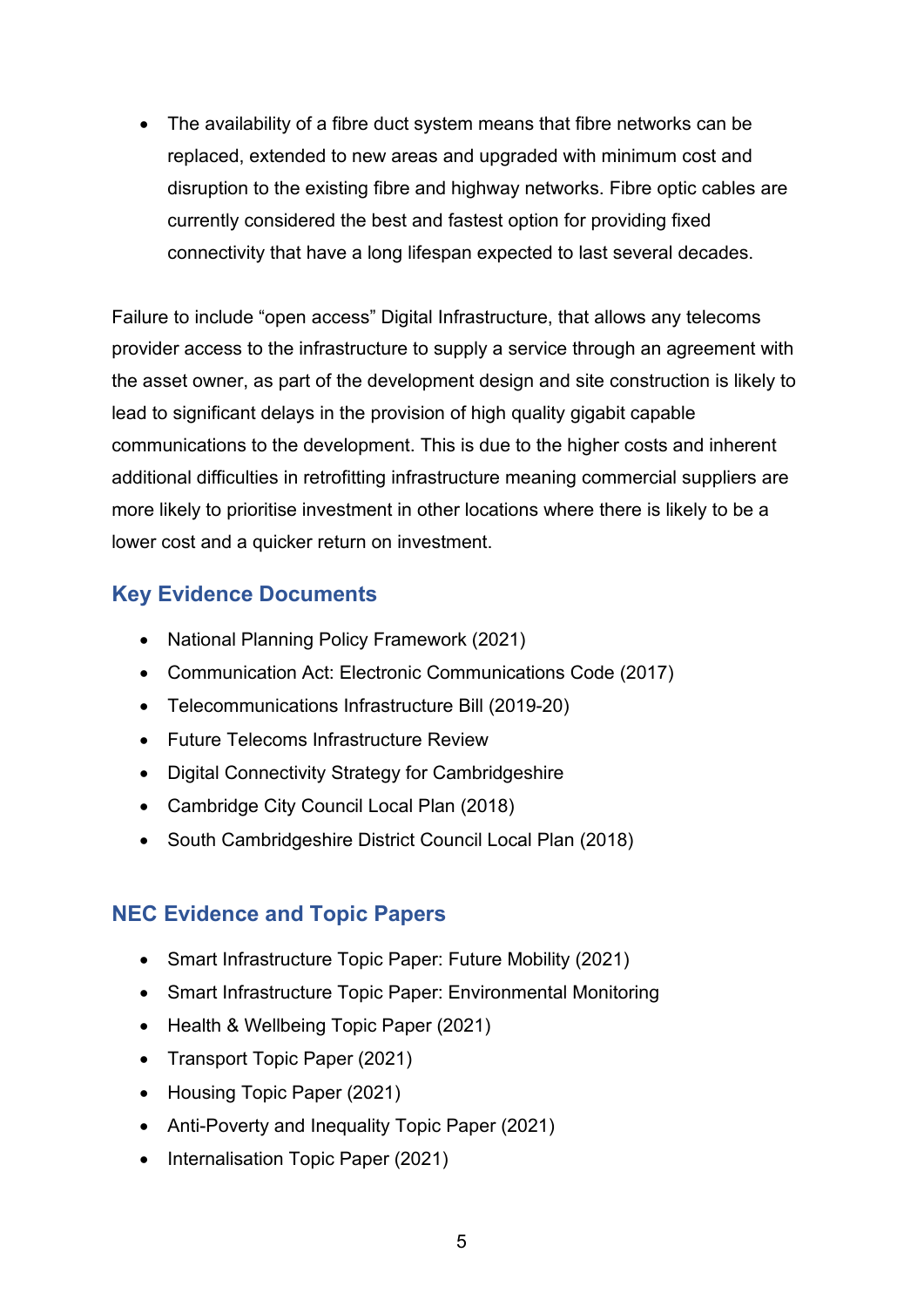- The availability of a fibre duct system means that fibre networks can be replaced, extended to new areas and upgraded with minimum cost and disruption to the existing fibre and highway networks. Fibre optic cables are currently considered the best and fastest option for providing fixed connectivity that have a long lifespan expected to last several decades.

Failure to include "open access" Digital Infrastructure, that allows any telecoms provider access to the infrastructure to supply a service through an agreement with the asset owner, as part of the development design and site construction is likely to lead to significant delays in the provision of high quality gigabit capable communications to the development. This is due to the higher costs and inherent additional difficulties in retrofitting infrastructure meaning commercial suppliers are more likely to prioritise investment in other locations where there is likely to be a lower cost and a quicker return on investment.

## Key Evidence Documents

- National Planning Policy Framework (2021)
- Communication Act: Electronic Communications Code (2017)
- Telecommunications Infrastructure Bill (2019-20)
- Future Telecoms Infrastructure Review
- Digital Connectivity Strategy for Cambridgeshire
- Cambridge City Council Local Plan (2018)
- South Cambridgeshire District Council Local Plan (2018)

## NEC Evidence and Topic Papers

- Smart Infrastructure Topic Paper: Future Mobility (2021)
- Smart Infrastructure Topic Paper: Environmental Monitoring
- Health & Wellbeing Topic Paper (2021)
- Transport Topic Paper (2021)
- Housing Topic Paper (2021)
- Anti-Poverty and Inequality Topic Paper (2021)
- Internalisation Topic Paper (2021)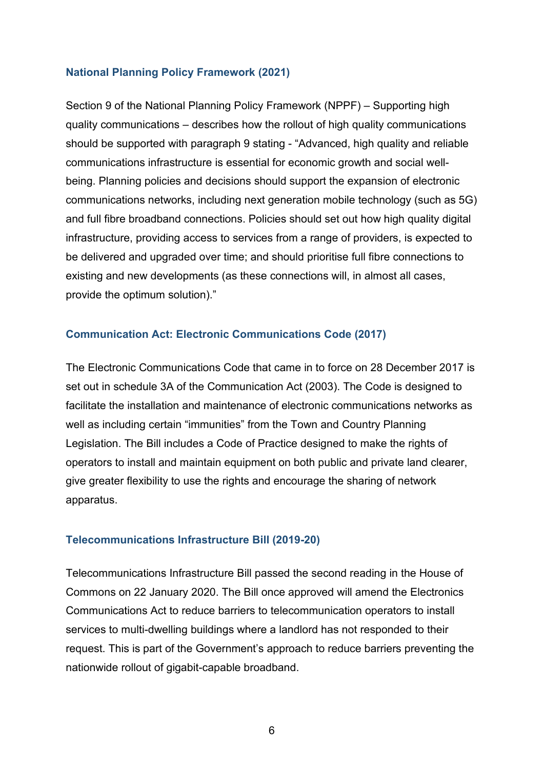### National Planning Policy Framework (2021)

Section 9 of the National Planning Policy Framework (NPPF) – Supporting high quality communications – describes how the rollout of high quality communications should be supported with paragraph 9 stating - "Advanced, high quality and reliable communications infrastructure is essential for economic growth and social well-being. Planning policies and decisions should support the expansion of electronic communications networks, including next generation mobile technology (such as 5G) and full fibre broadband connections. Policies should set out how high quality digital infrastructure, providing access to services from a range of providers, is expected to be delivered and upgraded over time; and should prioritise full fibre connections to existing and new developments (as these connections will, in almost all cases, provide the optimum solution)."

### Communication Act: Electronic Communications Code (2017)

The Electronic Communications Code that came in to force on 28 December 2017 is set out in schedule 3A of the Communication Act (2003). The Code is designed to facilitate the installation and maintenance of electronic communications networks as well as including certain "immunities" from the Town and Country Planning Legislation. The Bill includes a Code of Practice designed to make the rights of operators to install and maintain equipment on both public and private land clearer, give greater flexibility to use the rights and encourage the sharing of network apparatus.

### Telecommunications Infrastructure Bill (2019-20)

Telecommunications Infrastructure Bill passed the second reading in the House of Commons on 22 January 2020. The Bill once approved will amend the Electronics Communications Act to reduce barriers to telecommunication operators to install services to multi-dwelling buildings where a landlord has not responded to their request. This is part of the Government's approach to reduce barriers preventing the nationwide rollout of gigabit-capable broadband.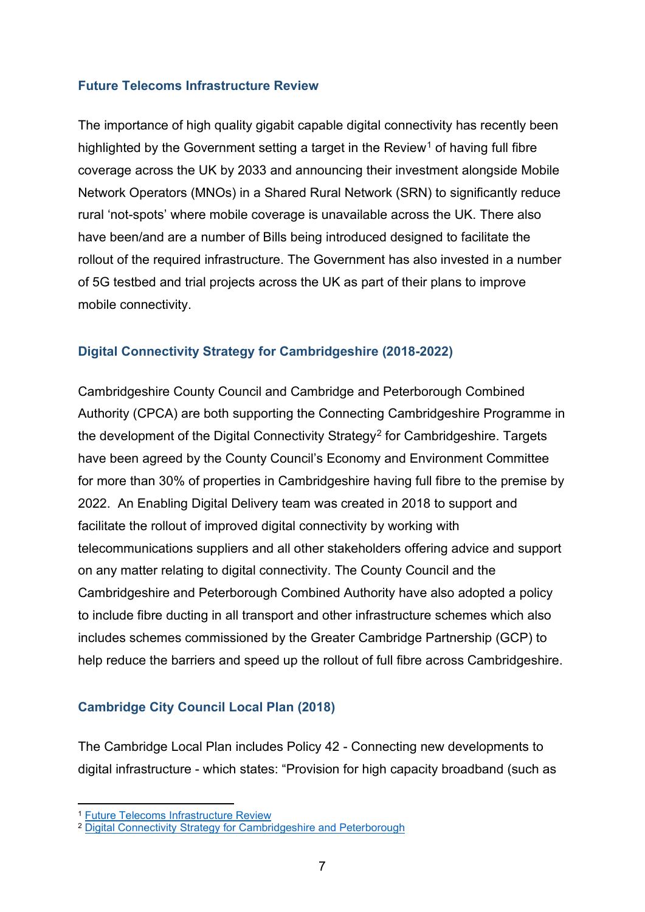### Future Telecoms Infrastructure Review

The importance of high quality gigabit capable digital connectivity has recently been highlighted by the Government setting a target in the Review[1] of having full fibre coverage across the UK by 2033 and announcing their investment alongside Mobile Network Operators (MNOs) in a Shared Rural Network (SRN) to significantly reduce rural 'not-spots' where mobile coverage is unavailable across the UK. There also have been/and are a number of Bills being introduced designed to facilitate the rollout of the required infrastructure. The Government has also invested in a number of 5G testbed and trial projects across the UK as part of their plans to improve mobile connectivity.

### Digital Connectivity Strategy for Cambridgeshire (2018-2022)

Cambridgeshire County Council and Cambridge and Peterborough Combined Authority (CPCA) are both supporting the Connecting Cambridgeshire Programme in the development of the Digital Connectivity Strategy[2] for Cambridgeshire. Targets have been agreed by the County Council's Economy and Environment Committee for more than 30% of properties in Cambridgeshire having full fibre to the premise by 2022. An Enabling Digital Delivery team was created in 2018 to support and facilitate the rollout of improved digital connectivity by working with telecommunications suppliers and all other stakeholders offering advice and support on any matter relating to digital connectivity. The County Council and the Cambridgeshire and Peterborough Combined Authority have also adopted a policy to include fibre ducting in all transport and other infrastructure schemes which also includes schemes commissioned by the Greater Cambridge Partnership (GCP) to help reduce the barriers and speed up the rollout of full fibre across Cambridgeshire.

### Cambridge City Council Local Plan (2018)

The Cambridge Local Plan includes Policy 42 - Connecting new developments to digital infrastructure - which states: "Provision for high capacity broadband (such as

---

[1] Future Telecoms Infrastructure Review

[2] Digital Connectivity Strategy for Cambridgeshire and Peterborough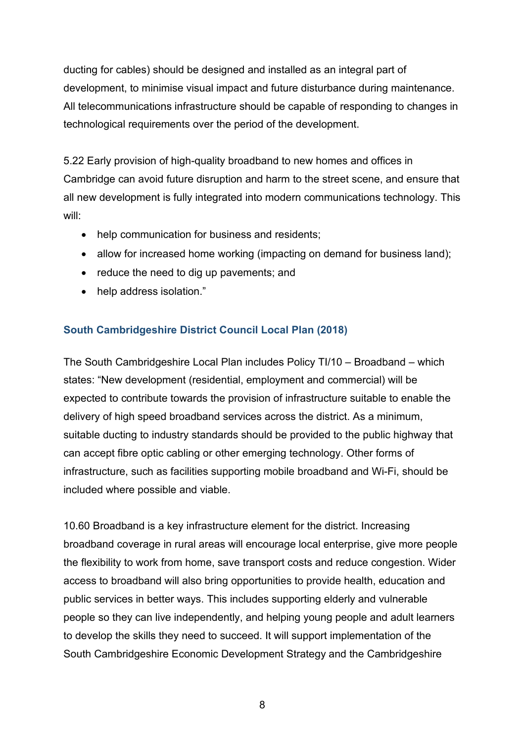ducting for cables) should be designed and installed as an integral part of development, to minimise visual impact and future disturbance during maintenance. All telecommunications infrastructure should be capable of responding to changes in technological requirements over the period of the development.

5.22 Early provision of high-quality broadband to new homes and offices in Cambridge can avoid future disruption and harm to the street scene, and ensure that all new development is fully integrated into modern communications technology. This will:

- help communication for business and residents;
- allow for increased home working (impacting on demand for business land);
- reduce the need to dig up pavements; and
- help address isolation."

### South Cambridgeshire District Council Local Plan (2018)

The South Cambridgeshire Local Plan includes Policy TI/10 – Broadband – which states: "New development (residential, employment and commercial) will be expected to contribute towards the provision of infrastructure suitable to enable the delivery of high speed broadband services across the district. As a minimum, suitable ducting to industry standards should be provided to the public highway that can accept fibre optic cabling or other emerging technology. Other forms of infrastructure, such as facilities supporting mobile broadband and Wi-Fi, should be included where possible and viable.

10.60 Broadband is a key infrastructure element for the district. Increasing broadband coverage in rural areas will encourage local enterprise, give more people the flexibility to work from home, save transport costs and reduce congestion. Wider access to broadband will also bring opportunities to provide health, education and public services in better ways. This includes supporting elderly and vulnerable people so they can live independently, and helping young people and adult learners to develop the skills they need to succeed. It will support implementation of the South Cambridgeshire Economic Development Strategy and the Cambridgeshire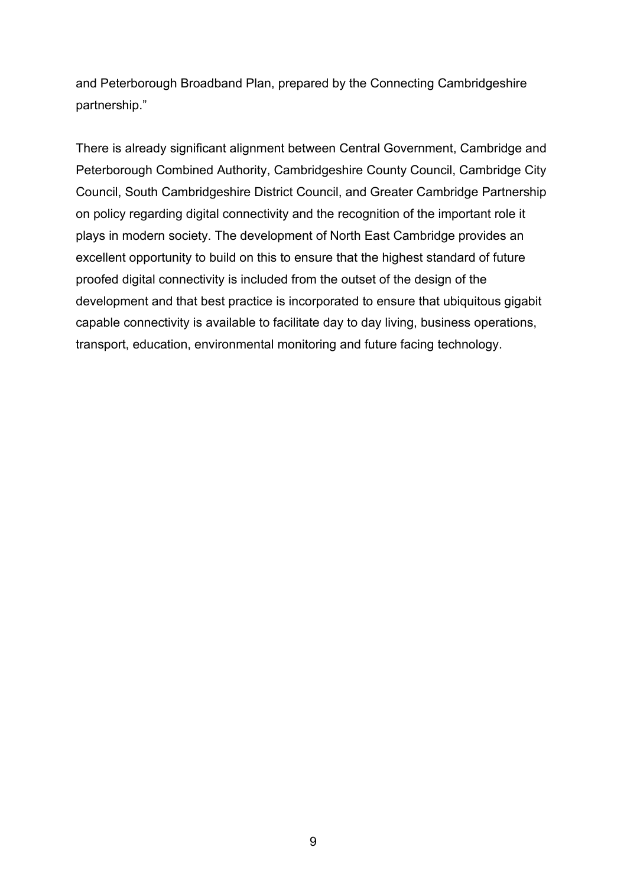and Peterborough Broadband Plan, prepared by the Connecting Cambridgeshire partnership."

There is already significant alignment between Central Government, Cambridge and Peterborough Combined Authority, Cambridgeshire County Council, Cambridge City Council, South Cambridgeshire District Council, and Greater Cambridge Partnership on policy regarding digital connectivity and the recognition of the important role it plays in modern society. The development of North East Cambridge provides an excellent opportunity to build on this to ensure that the highest standard of future proofed digital connectivity is included from the outset of the design of the development and that best practice is incorporated to ensure that ubiquitous gigabit capable connectivity is available to facilitate day to day living, business operations, transport, education, environmental monitoring and future facing technology.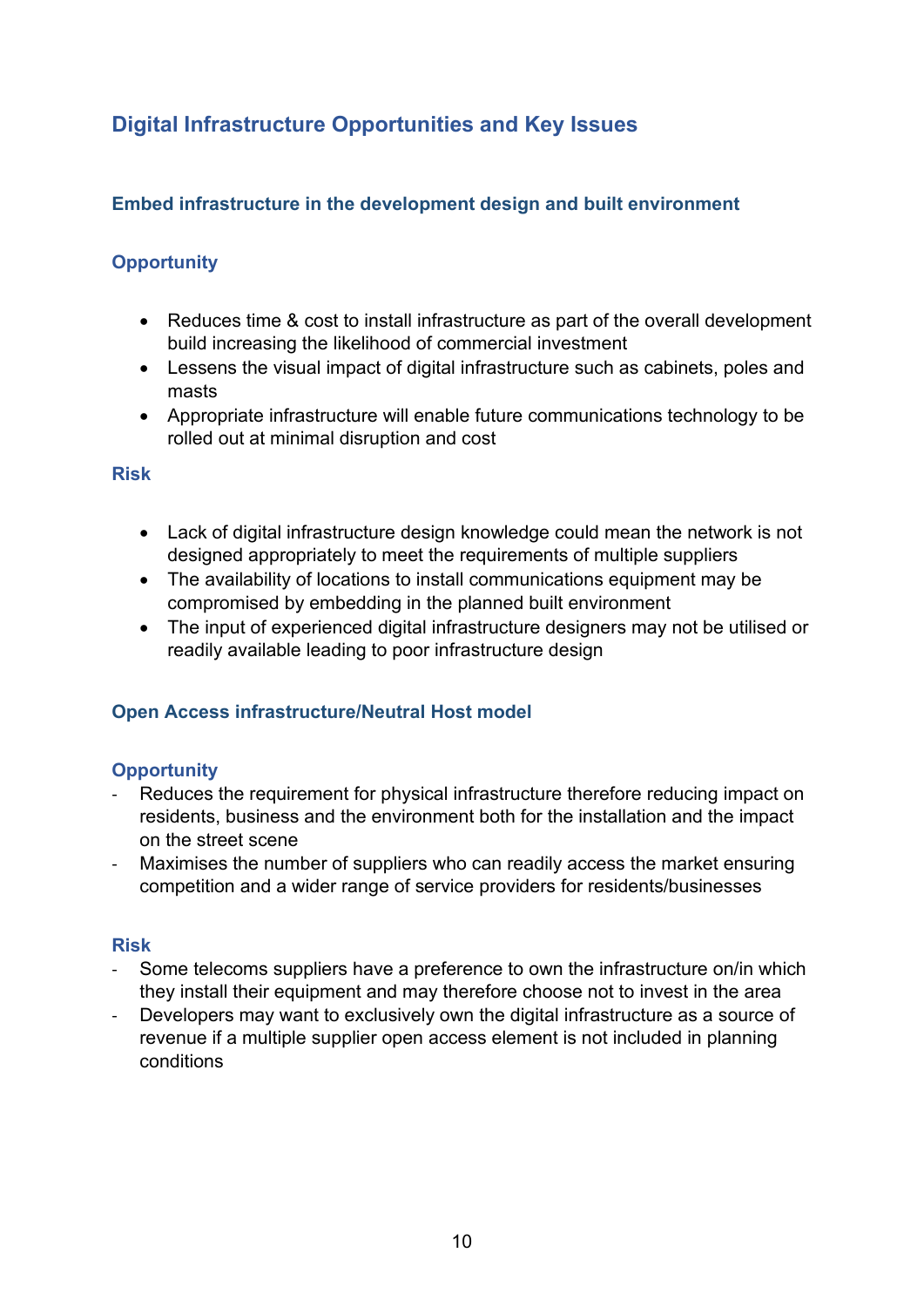## Digital Infrastructure Opportunities and Key Issues

### Embed infrastructure in the development design and built environment

#### Opportunity

- Reduces time & cost to install infrastructure as part of the overall development build increasing the likelihood of commercial investment
- Lessens the visual impact of digital infrastructure such as cabinets, poles and masts
- Appropriate infrastructure will enable future communications technology to be rolled out at minimal disruption and cost

#### Risk

- Lack of digital infrastructure design knowledge could mean the network is not designed appropriately to meet the requirements of multiple suppliers
- The availability of locations to install communications equipment may be compromised by embedding in the planned built environment
- The input of experienced digital infrastructure designers may not be utilised or readily available leading to poor infrastructure design

### Open Access infrastructure/Neutral Host model

#### Opportunity

- Reduces the requirement for physical infrastructure therefore reducing impact on residents, business and the environment both for the installation and the impact on the street scene
- Maximises the number of suppliers who can readily access the market ensuring competition and a wider range of service providers for residents/businesses

#### Risk

- Some telecoms suppliers have a preference to own the infrastructure on/in which they install their equipment and may therefore choose not to invest in the area
- Developers may want to exclusively own the digital infrastructure as a source of revenue if a multiple supplier open access element is not included in planning conditions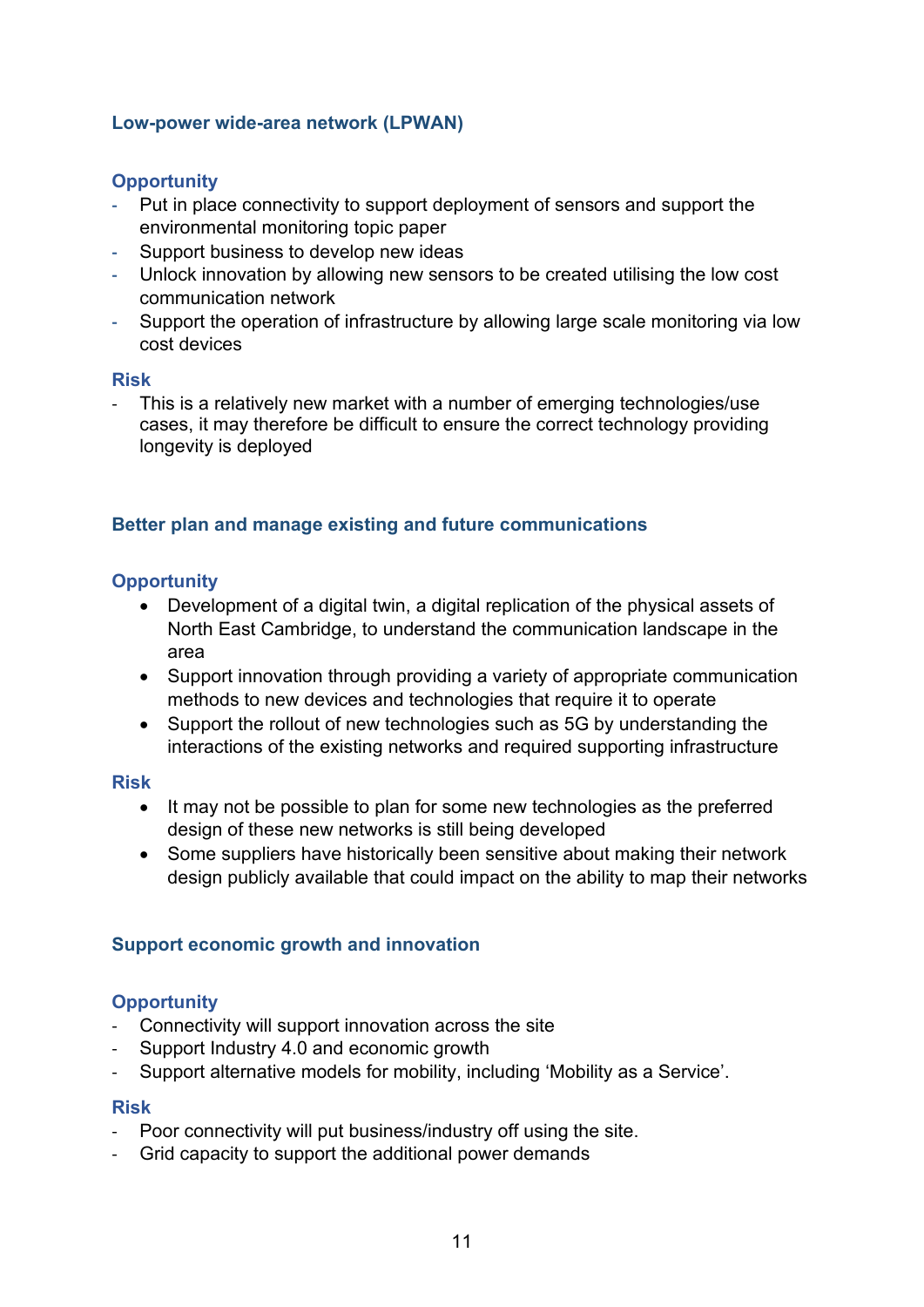### Low-power wide-area network (LPWAN)

#### Opportunity

- Put in place connectivity to support deployment of sensors and support the environmental monitoring topic paper
- Support business to develop new ideas
- Unlock innovation by allowing new sensors to be created utilising the low cost communication network
- Support the operation of infrastructure by allowing large scale monitoring via low cost devices

#### Risk

- This is a relatively new market with a number of emerging technologies/use cases, it may therefore be difficult to ensure the correct technology providing longevity is deployed

### Better plan and manage existing and future communications

#### Opportunity

- Development of a digital twin, a digital replication of the physical assets of North East Cambridge, to understand the communication landscape in the area
- Support innovation through providing a variety of appropriate communication methods to new devices and technologies that require it to operate
- Support the rollout of new technologies such as 5G by understanding the interactions of the existing networks and required supporting infrastructure

#### Risk

- It may not be possible to plan for some new technologies as the preferred design of these new networks is still being developed
- Some suppliers have historically been sensitive about making their network design publicly available that could impact on the ability to map their networks

### Support economic growth and innovation

#### Opportunity

- Connectivity will support innovation across the site
- Support Industry 4.0 and economic growth
- Support alternative models for mobility, including ‘Mobility as a Service’.

#### Risk

- Poor connectivity will put business/industry off using the site.
- Grid capacity to support the additional power demands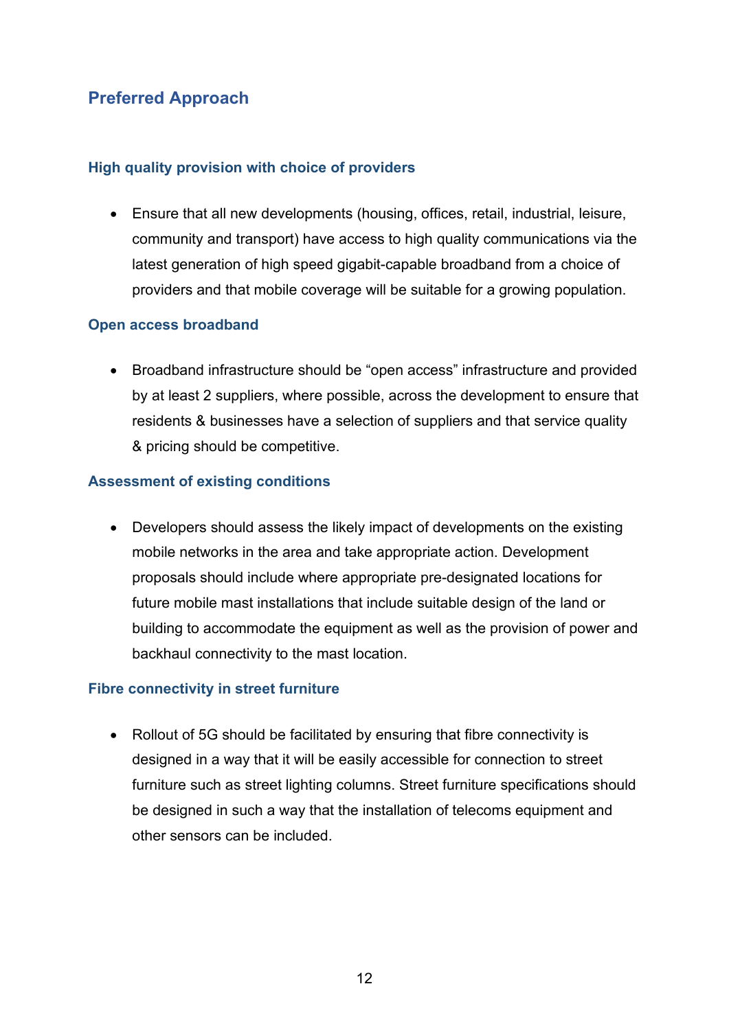## Preferred Approach

### High quality provision with choice of providers

- Ensure that all new developments (housing, offices, retail, industrial, leisure, community and transport) have access to high quality communications via the latest generation of high speed gigabit-capable broadband from a choice of providers and that mobile coverage will be suitable for a growing population.

### Open access broadband

- Broadband infrastructure should be "open access" infrastructure and provided by at least 2 suppliers, where possible, across the development to ensure that residents & businesses have a selection of suppliers and that service quality & pricing should be competitive.

### Assessment of existing conditions

- Developers should assess the likely impact of developments on the existing mobile networks in the area and take appropriate action. Development proposals should include where appropriate pre-designated locations for future mobile mast installations that include suitable design of the land or building to accommodate the equipment as well as the provision of power and backhaul connectivity to the mast location.

### Fibre connectivity in street furniture

- Rollout of 5G should be facilitated by ensuring that fibre connectivity is designed in a way that it will be easily accessible for connection to street furniture such as street lighting columns. Street furniture specifications should be designed in such a way that the installation of telecoms equipment and other sensors can be included.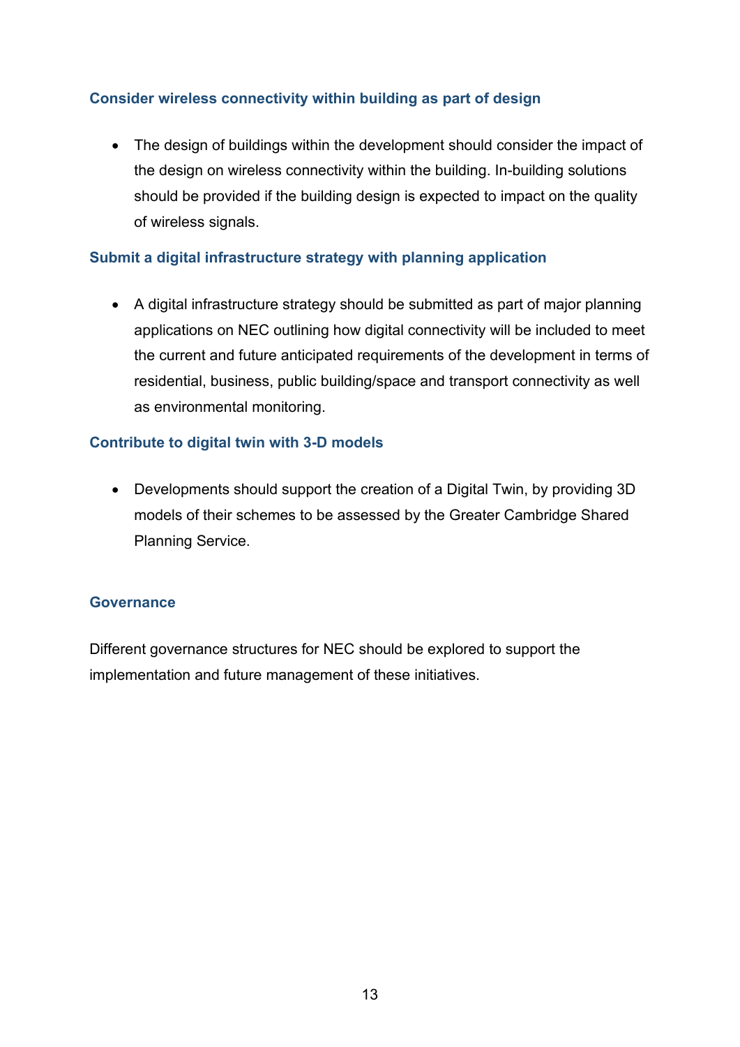### Consider wireless connectivity within building as part of design

- The design of buildings within the development should consider the impact of the design on wireless connectivity within the building. In-building solutions should be provided if the building design is expected to impact on the quality of wireless signals.

### Submit a digital infrastructure strategy with planning application

- A digital infrastructure strategy should be submitted as part of major planning applications on NEC outlining how digital connectivity will be included to meet the current and future anticipated requirements of the development in terms of residential, business, public building/space and transport connectivity as well as environmental monitoring.

### Contribute to digital twin with 3-D models

- Developments should support the creation of a Digital Twin, by providing 3D models of their schemes to be assessed by the Greater Cambridge Shared Planning Service.

### Governance

Different governance structures for NEC should be explored to support the implementation and future management of these initiatives.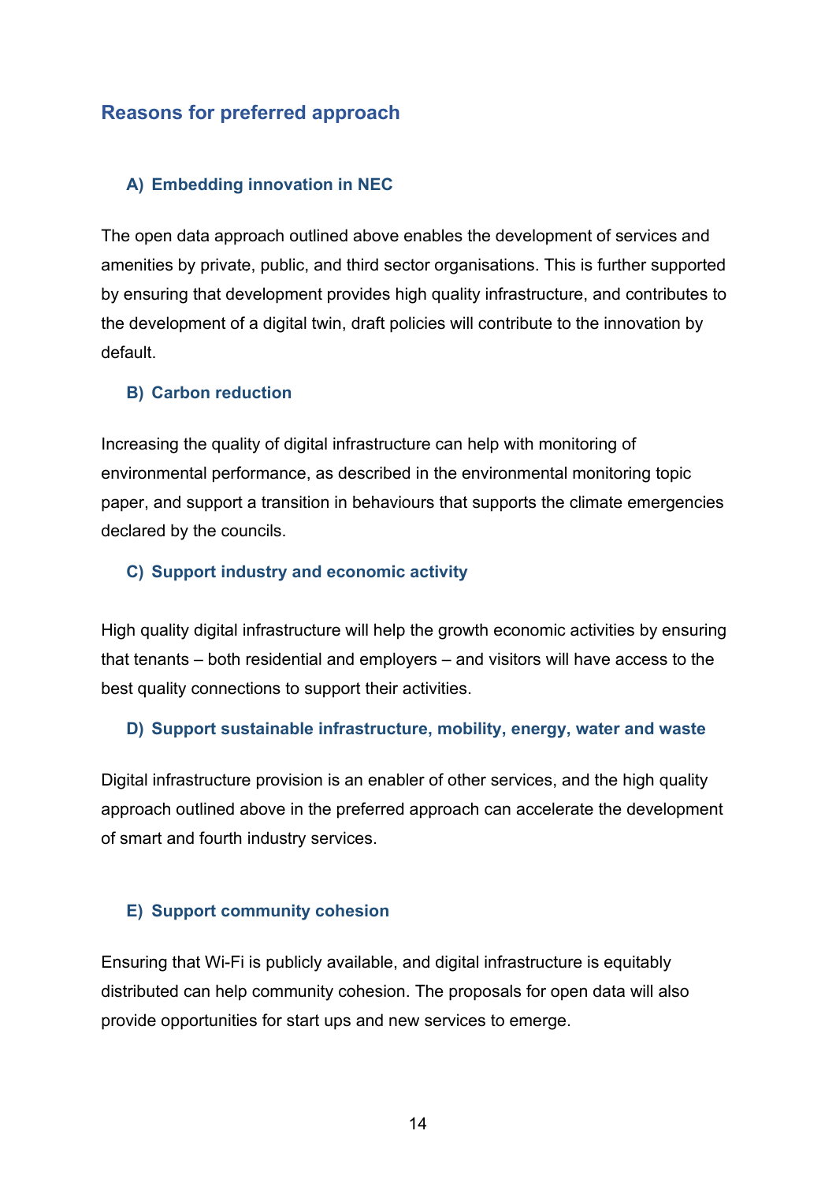## Reasons for preferred approach

### A) Embedding innovation in NEC

The open data approach outlined above enables the development of services and amenities by private, public, and third sector organisations. This is further supported by ensuring that development provides high quality infrastructure, and contributes to the development of a digital twin, draft policies will contribute to the innovation by default.

### B) Carbon reduction

Increasing the quality of digital infrastructure can help with monitoring of environmental performance, as described in the environmental monitoring topic paper, and support a transition in behaviours that supports the climate emergencies declared by the councils.

### C) Support industry and economic activity

High quality digital infrastructure will help the growth economic activities by ensuring that tenants – both residential and employers – and visitors will have access to the best quality connections to support their activities.

### D) Support sustainable infrastructure, mobility, energy, water and waste

Digital infrastructure provision is an enabler of other services, and the high quality approach outlined above in the preferred approach can accelerate the development of smart and fourth industry services.

### E) Support community cohesion

Ensuring that Wi-Fi is publicly available, and digital infrastructure is equitably distributed can help community cohesion. The proposals for open data will also provide opportunities for start ups and new services to emerge.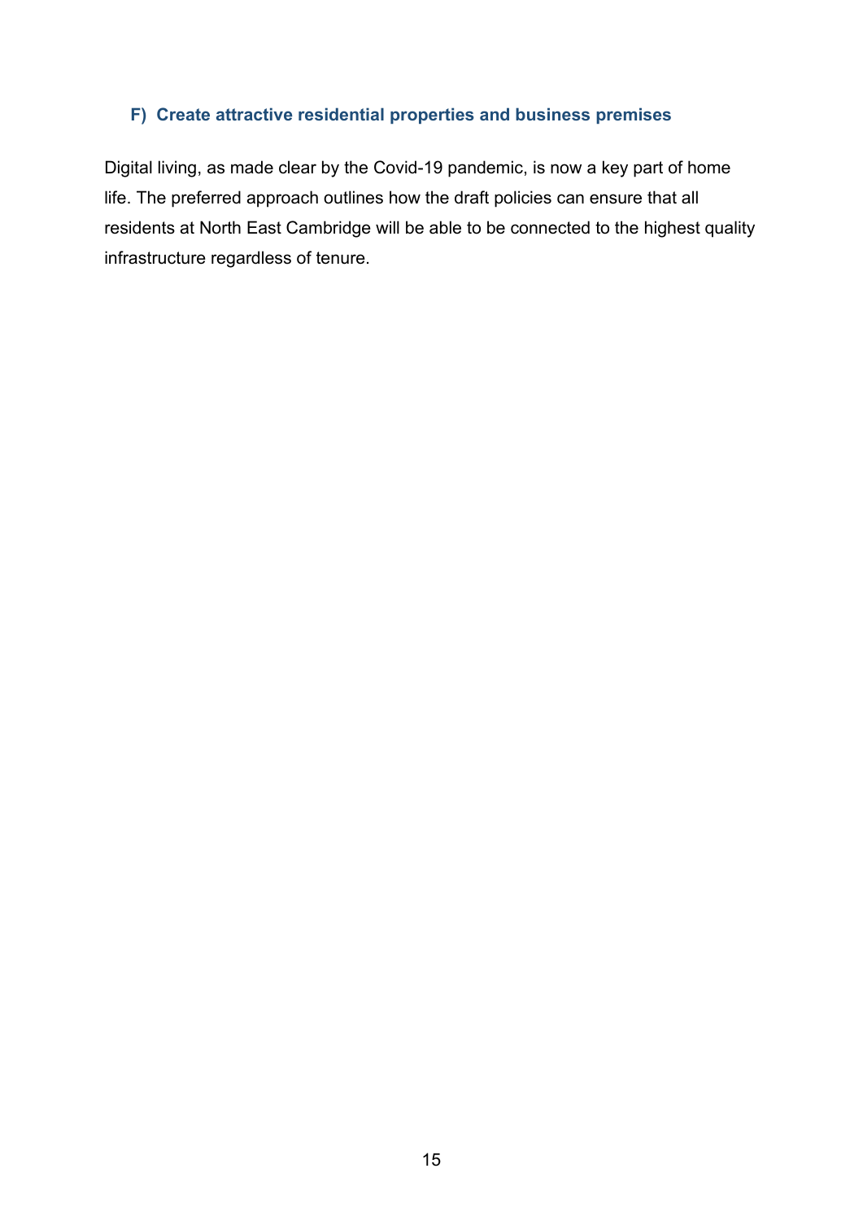### F) Create attractive residential properties and business premises

Digital living, as made clear by the Covid-19 pandemic, is now a key part of home life. The preferred approach outlines how the draft policies can ensure that all residents at North East Cambridge will be able to be connected to the highest quality infrastructure regardless of tenure.